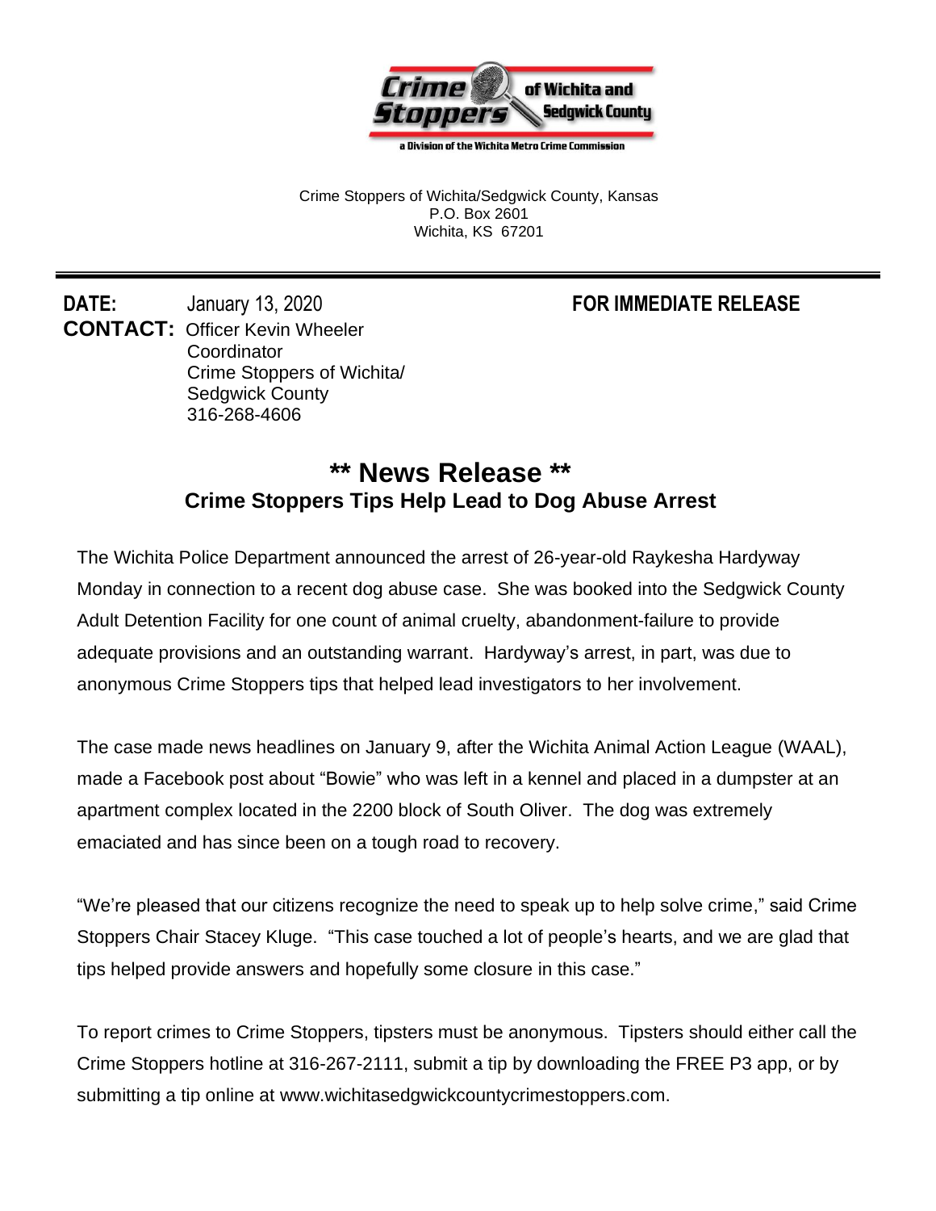Crime Stoppers of Wichita and Sedgwick County

a Division of the Wichita Metro Crime Commission

Crime Stoppers of Wichita/Sedgwick County, Kansas
P.O. Box 2601
Wichita, KS 67201

---

**DATE:** January 13, 2020 **FOR IMMEDIATE RELEASE**

**CONTACT:** Officer Kevin Wheeler
Coordinator
Crime Stoppers of Wichita/
Sedgwick County
316-268-4606

# ** News Release **

## Crime Stoppers Tips Help Lead to Dog Abuse Arrest

The Wichita Police Department announced the arrest of 26-year-old Raykesha Hardyway Monday in connection to a recent dog abuse case. She was booked into the Sedgwick County Adult Detention Facility for one count of animal cruelty, abandonment-failure to provide adequate provisions and an outstanding warrant. Hardyway's arrest, in part, was due to anonymous Crime Stoppers tips that helped lead investigators to her involvement.

The case made news headlines on January 9, after the Wichita Animal Action League (WAAL), made a Facebook post about "Bowie" who was left in a kennel and placed in a dumpster at an apartment complex located in the 2200 block of South Oliver. The dog was extremely emaciated and has since been on a tough road to recovery.

"We're pleased that our citizens recognize the need to speak up to help solve crime," said Crime Stoppers Chair Stacey Kluge. "This case touched a lot of people's hearts, and we are glad that tips helped provide answers and hopefully some closure in this case."

To report crimes to Crime Stoppers, tipsters must be anonymous. Tipsters should either call the Crime Stoppers hotline at 316-267-2111, submit a tip by downloading the FREE P3 app, or by submitting a tip online at www.wichitasedgwickcountycrimestoppers.com.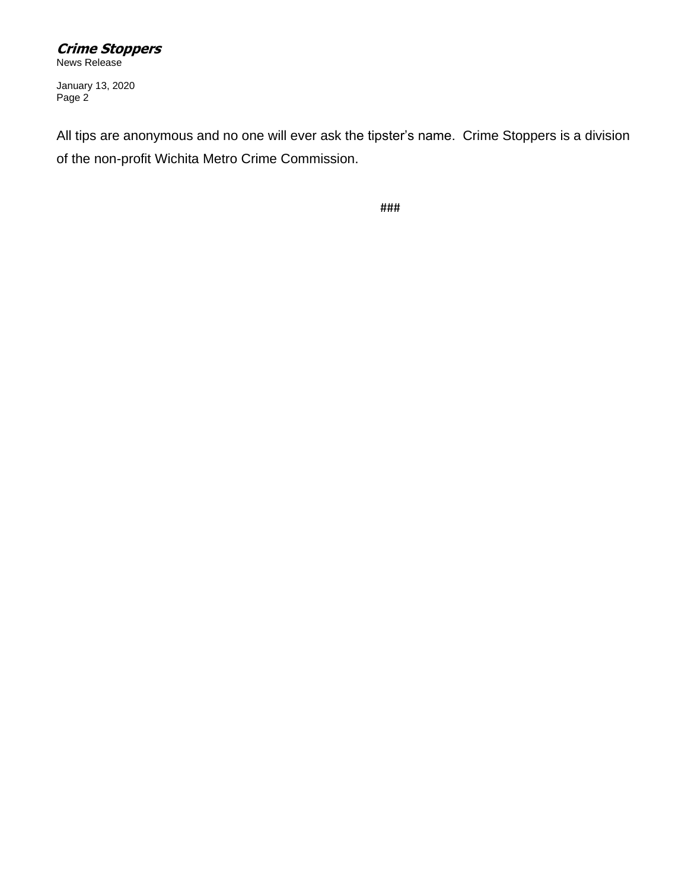All tips are anonymous and no one will ever ask the tipster's name. Crime Stoppers is a division of the non-profit Wichita Metro Crime Commission.

###